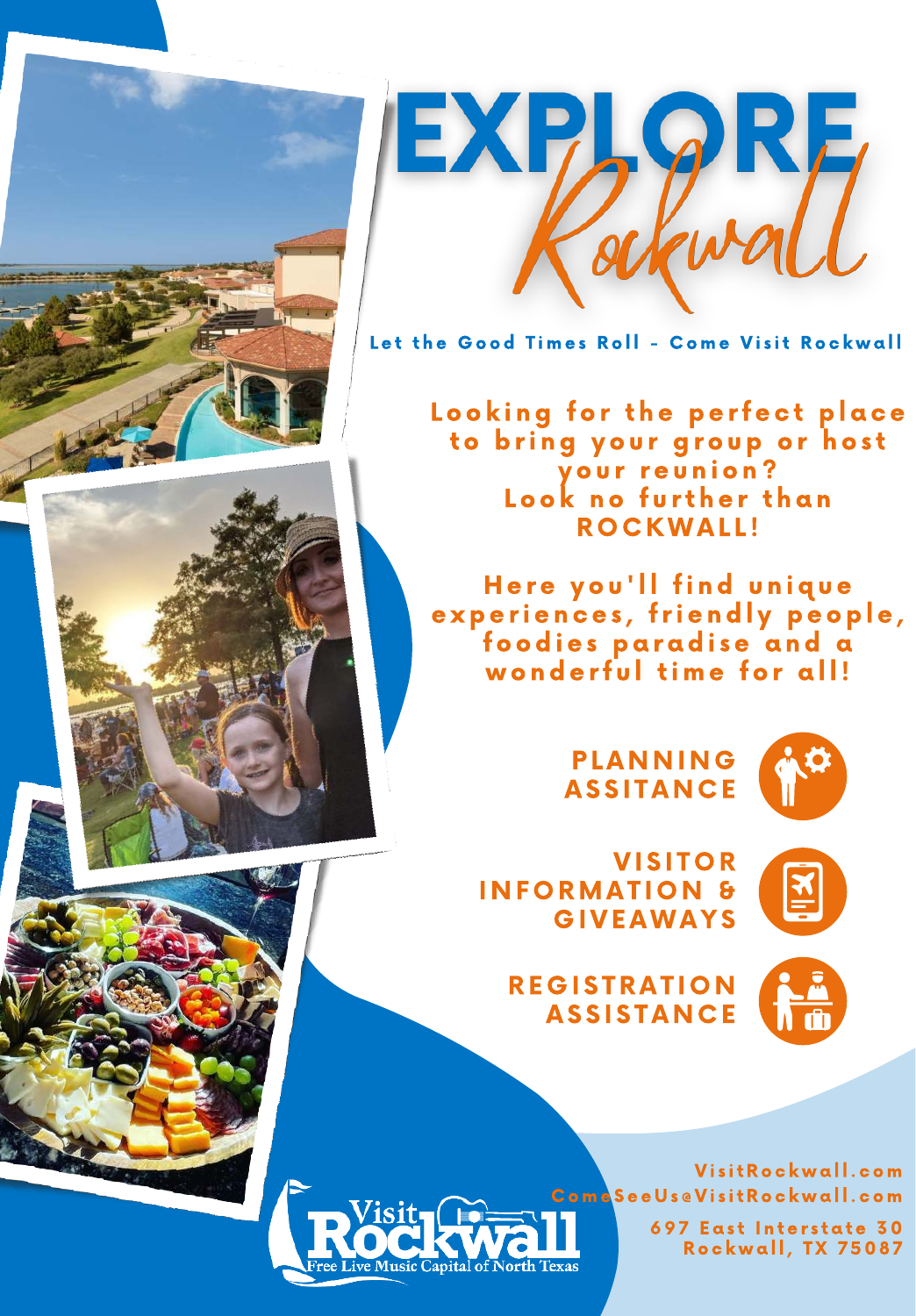# EXPLORE *Rockwall*

Let the Good Times Roll - Come Visit Rockwall

Looking for the perfect place to bring your group or host your reunion? Look no further than ROCKWALL!

Here you'll find unique experiences, friendly people, foodies paradise and a wonderful time for all!

**PLANNING ASSITANCE**

**VISITOR INFORMATION & GIVEAWAYS**

**REGISTRATION ASSISTANCE**

Visit Rockwall
Free Live Music Capital of North Texas

VisitRockwall.com
ComeSeeUs@VisitRockwall.com
697 East Interstate 30
Rockwall, TX 75087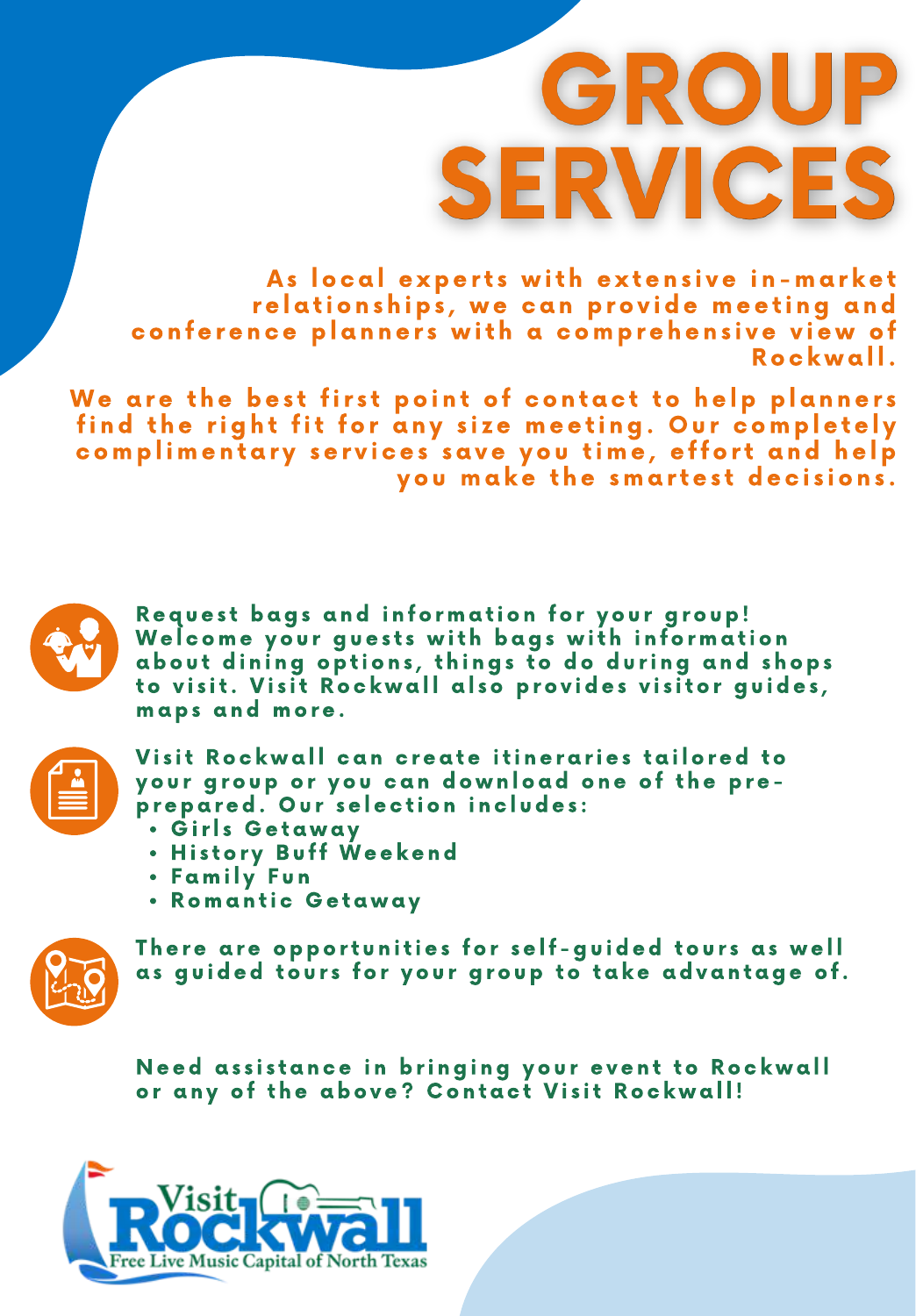# GROUP SERVICES

As local experts with extensive in-market relationships, we can provide meeting and conference planners with a comprehensive view of Rockwall.

We are the best first point of contact to help planners find the right fit for any size meeting. Our completely complimentary services save you time, effort and help you make the smartest decisions.

Request bags and information for your group! Welcome your guests with bags with information about dining options, things to do during and shops to visit. Visit Rockwall also provides visitor guides, maps and more.

Visit Rockwall can create itineraries tailored to your group or you can download one of the pre-prepared. Our selection includes:

- Girls Getaway
- History Buff Weekend
- Family Fun
- Romantic Getaway

There are opportunities for self-guided tours as well as guided tours for your group to take advantage of.

Need assistance in bringing your event to Rockwall or any of the above? Contact Visit Rockwall!

Visit Rockwall
Free Live Music Capital of North Texas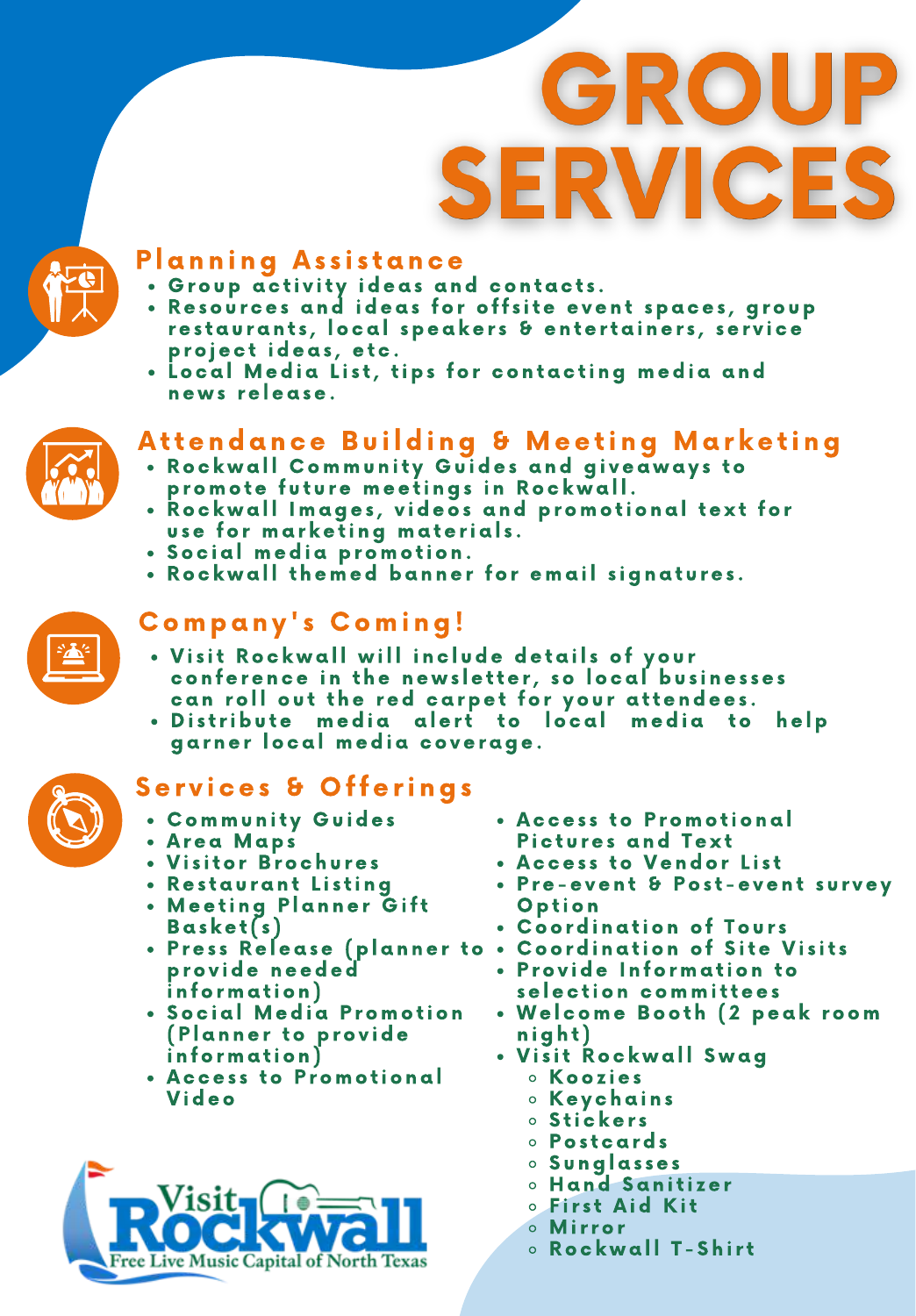# GROUP SERVICES

## Planning Assistance

- Group activity ideas and contacts.
- Resources and ideas for offsite event spaces, group restaurants, local speakers & entertainers, service project ideas, etc.
- Local Media List, tips for contacting media and news release.

## Attendance Building & Meeting Marketing

- Rockwall Community Guides and giveaways to promote future meetings in Rockwall.
- Rockwall Images, videos and promotional text for use for marketing materials.
- Social media promotion.
- Rockwall themed banner for email signatures.

## Company's Coming!

- Visit Rockwall will include details of your conference in the newsletter, so local businesses can roll out the red carpet for your attendees.
- Distribute media alert to local media to help garner local media coverage.

## Services & Offerings

- Community Guides
- Area Maps
- Visitor Brochures
- Restaurant Listing
- Meeting Planner Gift Basket(s)
- Press Release (planner to provide needed information)
- Social Media Promotion (Planner to provide information)
- Access to Promotional Video
- Access to Promotional Pictures and Text
- Access to Vendor List
- Pre-event & Post-event survey Option
- Coordination of Tours
- Coordination of Site Visits
- Provide Information to selection committees
- Welcome Booth (2 peak room night)
- Visit Rockwall Swag
  - Koozies
  - Keychains
  - Stickers
  - Postcards
  - Sunglasses
  - Hand Sanitizer
  - First Aid Kit
  - Mirror
  - Rockwall T-Shirt

Visit Rockwall
Free Live Music Capital of North Texas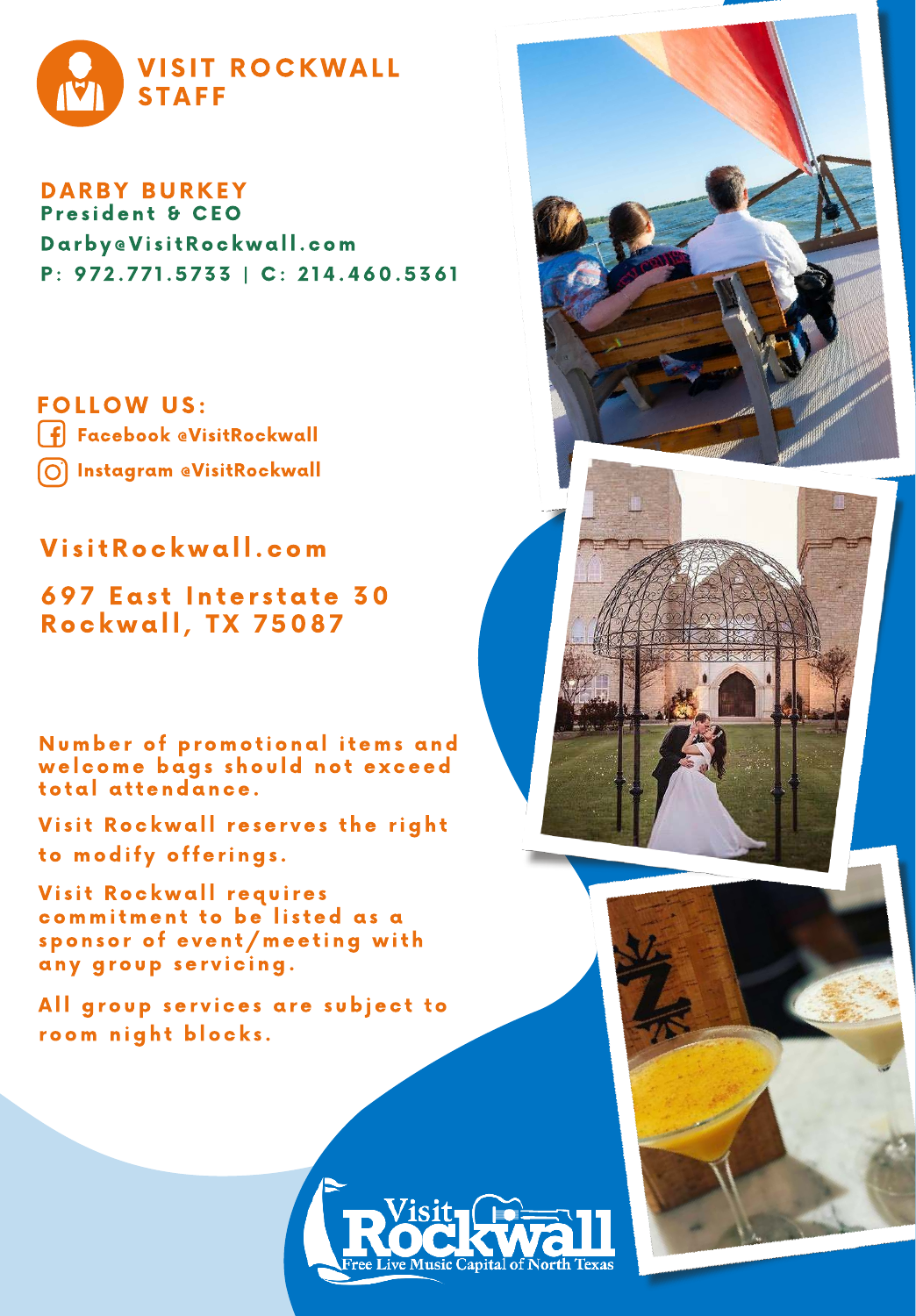# VISIT ROCKWALL STAFF

**DARBY BURKEY**
**President & CEO**
Darby@VisitRockwall.com
P: 972.771.5733 | C: 214.460.5361

**FOLLOW US:**

Facebook @VisitRockwall

Instagram @VisitRockwall

VisitRockwall.com

697 East Interstate 30
Rockwall, TX 75087

Number of promotional items and welcome bags should not exceed total attendance.

Visit Rockwall reserves the right to modify offerings.

Visit Rockwall requires commitment to be listed as a sponsor of event/meeting with any group servicing.

All group services are subject to room night blocks.

Visit Rockwall
Free Live Music Capital of North Texas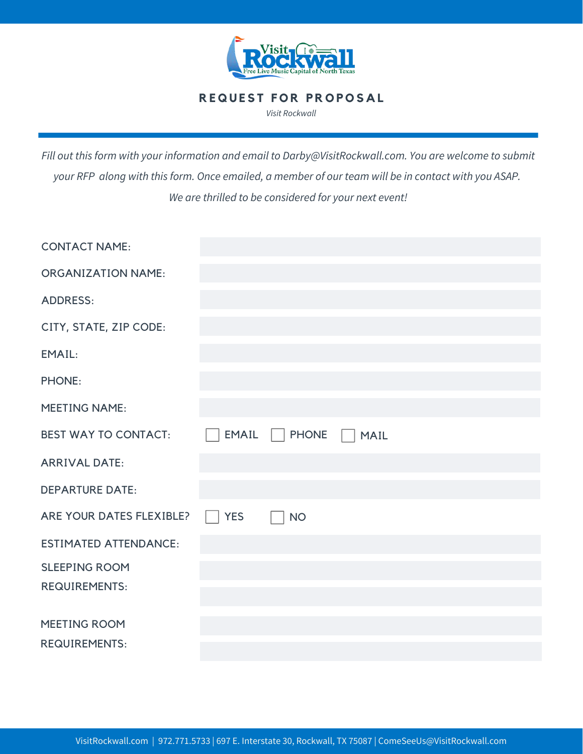# REQUEST FOR PROPOSAL

*Visit Rockwall*

*Fill out this form with your information and email to Darby@VisitRockwall.com. You are welcome to submit your RFP along with this form. Once emailed, a member of our team will be in contact with you ASAP. We are thrilled to be considered for your next event!*

| | |
|---|---|
| CONTACT NAME: | |
| ORGANIZATION NAME: | |
| ADDRESS: | |
| CITY, STATE, ZIP CODE: | |
| EMAIL: | |
| PHONE: | |
| MEETING NAME: | |
| BEST WAY TO CONTACT: | ☐ EMAIL ☐ PHONE ☐ MAIL |
| ARRIVAL DATE: | |
| DEPARTURE DATE: | |
| ARE YOUR DATES FLEXIBLE? | ☐ YES ☐ NO |
| ESTIMATED ATTENDANCE: | |
| SLEEPING ROOM REQUIREMENTS: | |
| MEETING ROOM REQUIREMENTS: | |

VisitRockwall.com | 972.771.5733 | 697 E. Interstate 30, Rockwall, TX 75087 | ComeSeeUs@VisitRockwall.com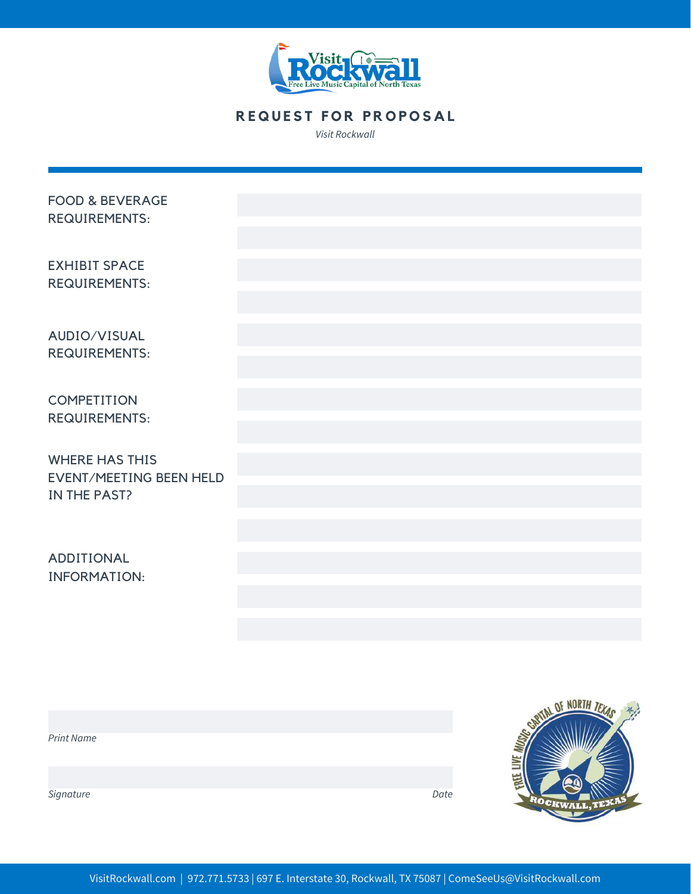## REQUEST FOR PROPOSAL

*Visit Rockwall*

FOOD & BEVERAGE REQUIREMENTS:

EXHIBIT SPACE REQUIREMENTS:

AUDIO/VISUAL REQUIREMENTS:

COMPETITION REQUIREMENTS:

WHERE HAS THIS EVENT/MEETING BEEN HELD IN THE PAST?

ADDITIONAL INFORMATION:

*Print Name*

*Signature* *Date*

VisitRockwall.com | 972.771.5733 | 697 E. Interstate 30, Rockwall, TX 75087 | ComeSeeUs@VisitRockwall.com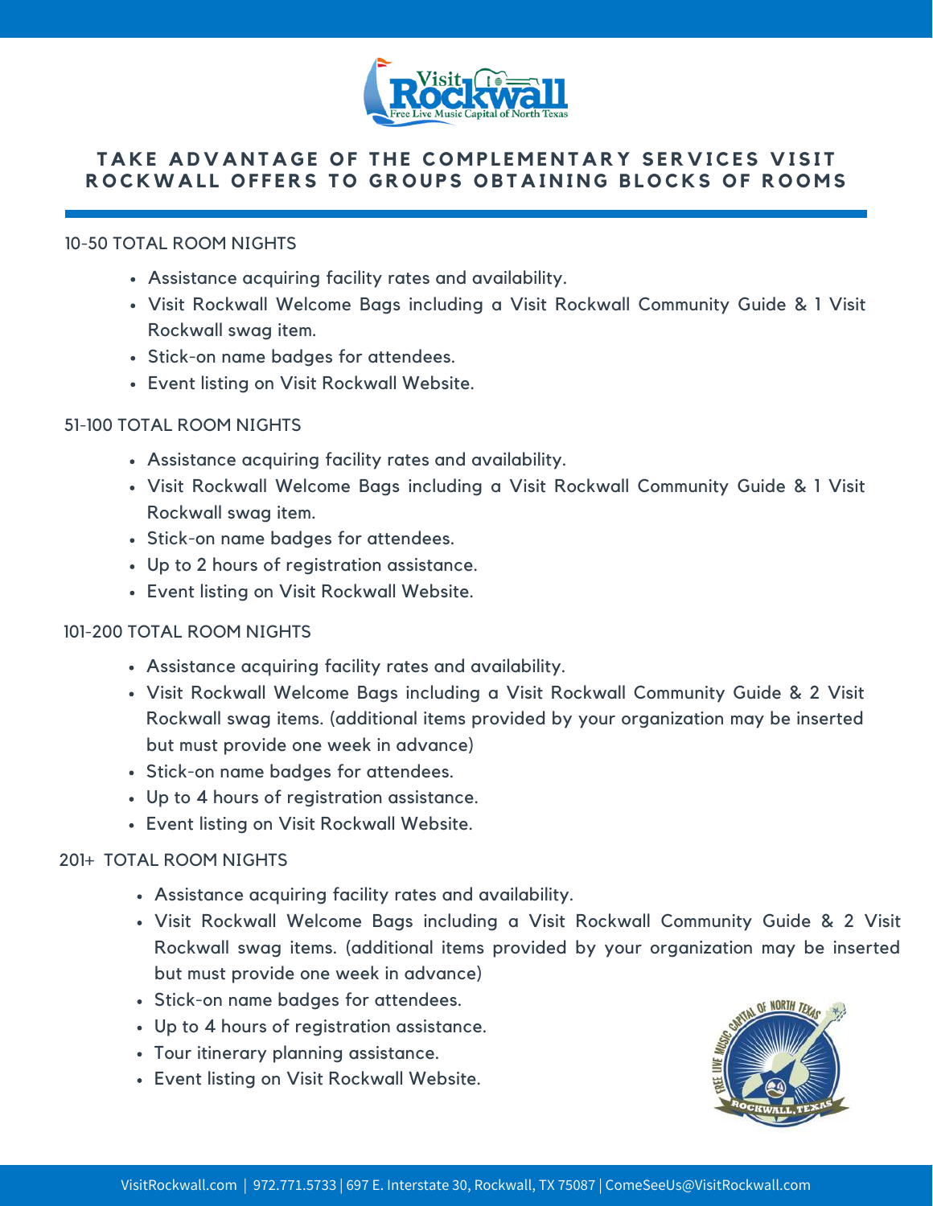# TAKE ADVANTAGE OF THE COMPLEMENTARY SERVICES VISIT ROCKWALL OFFERS TO GROUPS OBTAINING BLOCKS OF ROOMS

## 10-50 TOTAL ROOM NIGHTS

- Assistance acquiring facility rates and availability.
- Visit Rockwall Welcome Bags including a Visit Rockwall Community Guide & 1 Visit Rockwall swag item.
- Stick-on name badges for attendees.
- Event listing on Visit Rockwall Website.

## 51-100 TOTAL ROOM NIGHTS

- Assistance acquiring facility rates and availability.
- Visit Rockwall Welcome Bags including a Visit Rockwall Community Guide & 1 Visit Rockwall swag item.
- Stick-on name badges for attendees.
- Up to 2 hours of registration assistance.
- Event listing on Visit Rockwall Website.

## 101-200 TOTAL ROOM NIGHTS

- Assistance acquiring facility rates and availability.
- Visit Rockwall Welcome Bags including a Visit Rockwall Community Guide & 2 Visit Rockwall swag items. (additional items provided by your organization may be inserted but must provide one week in advance)
- Stick-on name badges for attendees.
- Up to 4 hours of registration assistance.
- Event listing on Visit Rockwall Website.

## 201+ TOTAL ROOM NIGHTS

- Assistance acquiring facility rates and availability.
- Visit Rockwall Welcome Bags including a Visit Rockwall Community Guide & 2 Visit Rockwall swag items. (additional items provided by your organization may be inserted but must provide one week in advance)
- Stick-on name badges for attendees.
- Up to 4 hours of registration assistance.
- Tour itinerary planning assistance.
- Event listing on Visit Rockwall Website.

VisitRockwall.com | 972.771.5733 | 697 E. Interstate 30, Rockwall, TX 75087 | ComeSeeUs@VisitRockwall.com